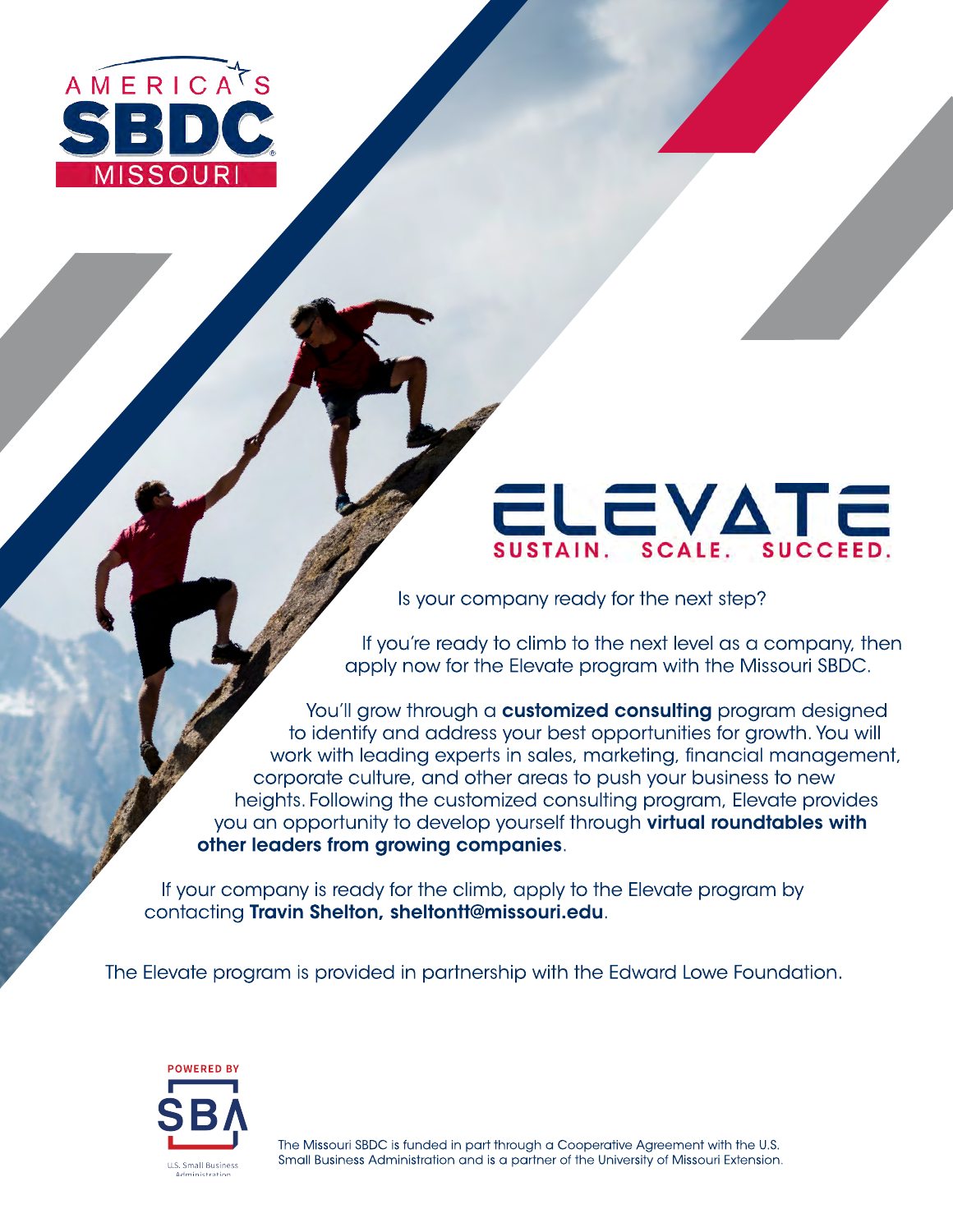AMERICA'S SBDC MISSOURI

# ELEVATE

## SUSTAIN. SCALE. SUCCEED.

Is your company ready for the next step?

If you're ready to climb to the next level as a company, then apply now for the Elevate program with the Missouri SBDC.

You'll grow through a **customized consulting** program designed to identify and address your best opportunities for growth. You will work with leading experts in sales, marketing, financial management, corporate culture, and other areas to push your business to new heights. Following the customized consulting program, Elevate provides you an opportunity to develop yourself through **virtual roundtables with other leaders from growing companies**.

If your company is ready for the climb, apply to the Elevate program by contacting **Travin Shelton, sheltontt@missouri.edu**.

The Elevate program is provided in partnership with the Edward Lowe Foundation.

POWERED BY SBA U.S. Small Business Administration

The Missouri SBDC is funded in part through a Cooperative Agreement with the U.S. Small Business Administration and is a partner of the University of Missouri Extension.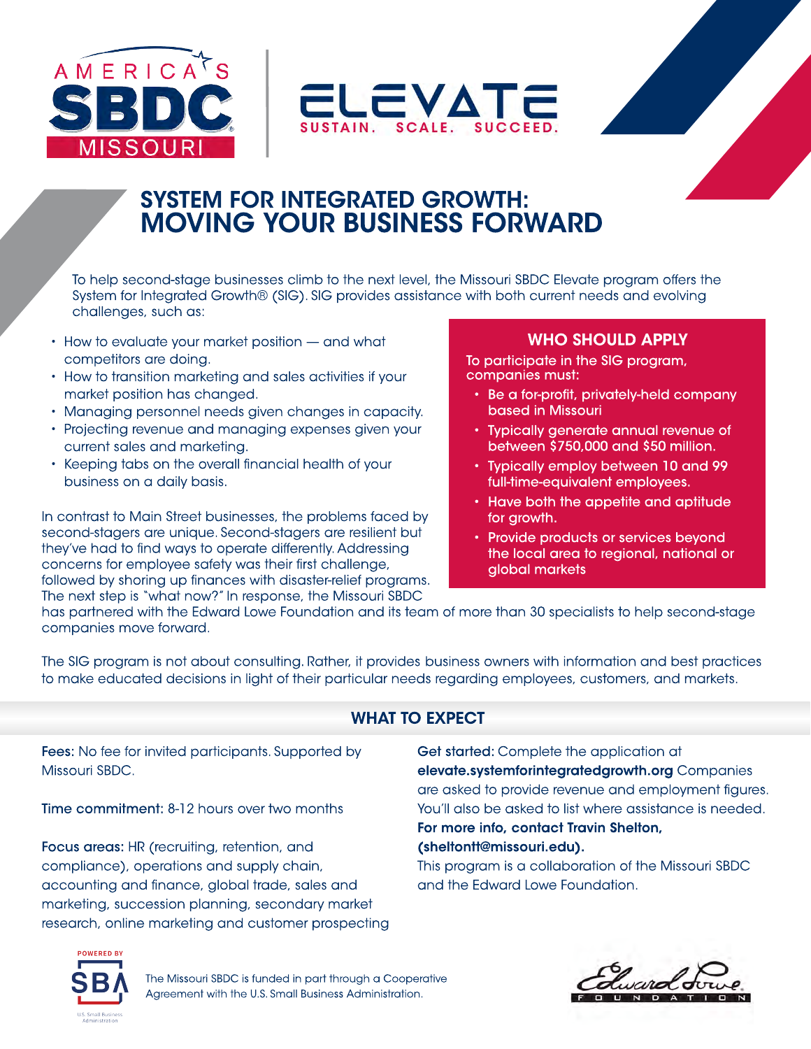AMERICA'S SBDC MISSOURI | ELEVATE — SUSTAIN. SCALE. SUCCEED.

# SYSTEM FOR INTEGRATED GROWTH: MOVING YOUR BUSINESS FORWARD

To help second-stage businesses climb to the next level, the Missouri SBDC Elevate program offers the System for Integrated Growth® (SIG). SIG provides assistance with both current needs and evolving challenges, such as:

- How to evaluate your market position — and what competitors are doing.
- How to transition marketing and sales activities if your market position has changed.
- Managing personnel needs given changes in capacity.
- Projecting revenue and managing expenses given your current sales and marketing.
- Keeping tabs on the overall financial health of your business on a daily basis.

In contrast to Main Street businesses, the problems faced by second-stagers are unique. Second-stagers are resilient but they've had to find ways to operate differently. Addressing concerns for employee safety was their first challenge, followed by shoring up finances with disaster-relief programs. The next step is "what now?" In response, the Missouri SBDC has partnered with the Edward Lowe Foundation and its team of more than 30 specialists to help second-stage companies move forward.

The SIG program is not about consulting. Rather, it provides business owners with information and best practices to make educated decisions in light of their particular needs regarding employees, customers, and markets.

## WHO SHOULD APPLY

To participate in the SIG program, companies must:

- Be a for-profit, privately-held company based in Missouri
- Typically generate annual revenue of between $750,000 and $50 million.
- Typically employ between 10 and 99 full-time-equivalent employees.
- Have both the appetite and aptitude for growth.
- Provide products or services beyond the local area to regional, national or global markets

## WHAT TO EXPECT

**Fees:** No fee for invited participants. Supported by Missouri SBDC.

**Time commitment:** 8-12 hours over two months

**Focus areas:** HR (recruiting, retention, and compliance), operations and supply chain, accounting and finance, global trade, sales and marketing, succession planning, secondary market research, online marketing and customer prospecting

**Get started:** Complete the application at **elevate.systemforintegratedgrowth.org** Companies are asked to provide revenue and employment figures. You'll also be asked to list where assistance is needed.

**For more info, contact Travin Shelton, (sheltontt@missouri.edu).**

This program is a collaboration of the Missouri SBDC and the Edward Lowe Foundation.

POWERED BY SBA U.S. Small Business Administration

The Missouri SBDC is funded in part through a Cooperative Agreement with the U.S. Small Business Administration.

Edward Lowe FOUNDATION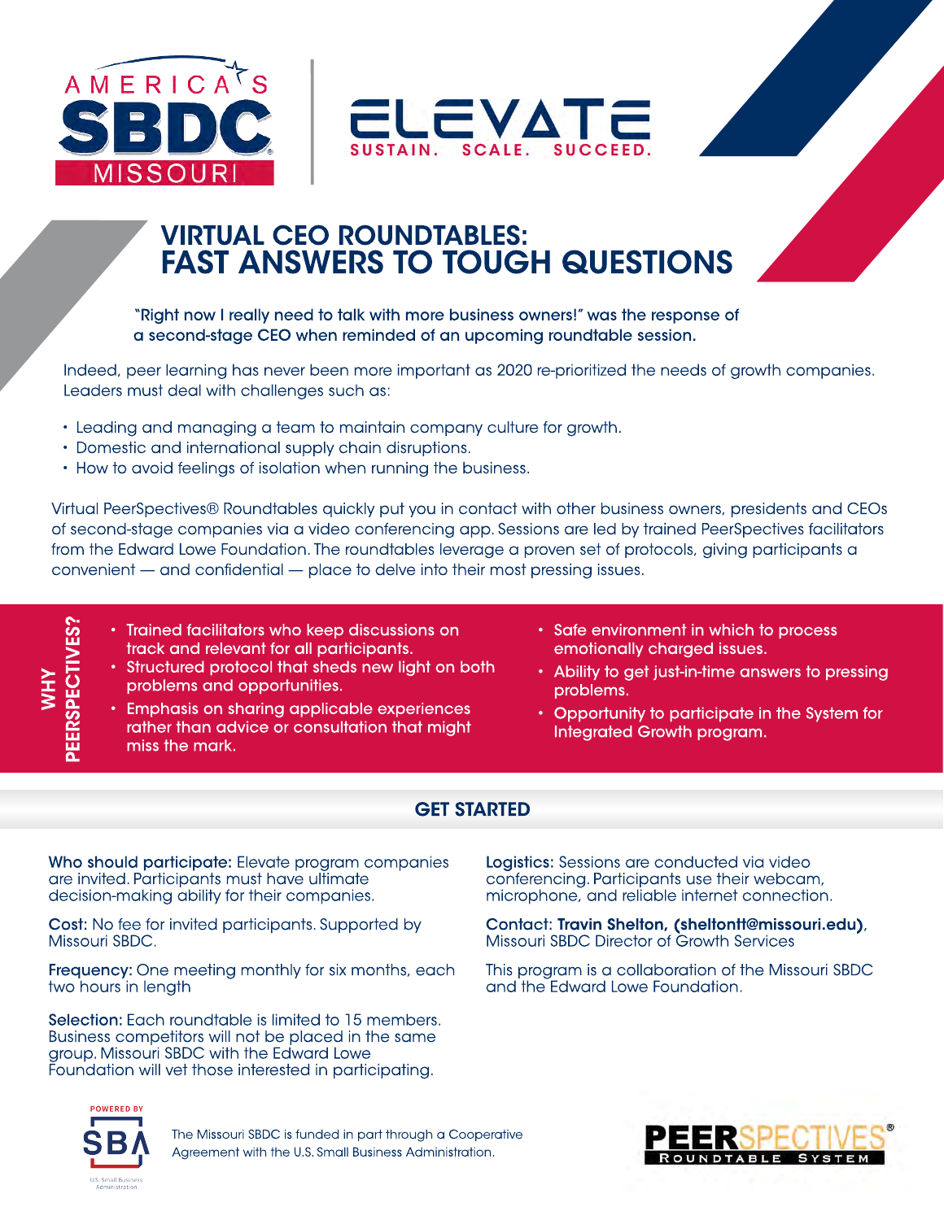AMERICA'S SBDC MISSOURI | ELEVATE SUSTAIN. SCALE. SUCCEED.

# VIRTUAL CEO ROUNDTABLES: FAST ANSWERS TO TOUGH QUESTIONS

**"Right now I really need to talk with more business owners!" was the response of a second-stage CEO when reminded of an upcoming roundtable session.**

Indeed, peer learning has never been more important as 2020 re-prioritized the needs of growth companies. Leaders must deal with challenges such as:

- Leading and managing a team to maintain company culture for growth.
- Domestic and international supply chain disruptions.
- How to avoid feelings of isolation when running the business.

Virtual PeerSpectives® Roundtables quickly put you in contact with other business owners, presidents and CEOs of second-stage companies via a video conferencing app. Sessions are led by trained PeerSpectives facilitators from the Edward Lowe Foundation. The roundtables leverage a proven set of protocols, giving participants a convenient — and confidential — place to delve into their most pressing issues.

## WHY PEERSPECTIVES?

- Trained facilitators who keep discussions on track and relevant for all participants.
- Structured protocol that sheds new light on both problems and opportunities.
- Emphasis on sharing applicable experiences rather than advice or consultation that might miss the mark.
- Safe environment in which to process emotionally charged issues.
- Ability to get just-in-time answers to pressing problems.
- Opportunity to participate in the System for Integrated Growth program.

## GET STARTED

**Who should participate:** Elevate program companies are invited. Participants must have ultimate decision-making ability for their companies.

**Cost:** No fee for invited participants. Supported by Missouri SBDC.

**Frequency:** One meeting monthly for six months, each two hours in length

**Selection:** Each roundtable is limited to 15 members. Business competitors will not be placed in the same group. Missouri SBDC with the Edward Lowe Foundation will vet those interested in participating.

**Logistics:** Sessions are conducted via video conferencing. Participants use their webcam, microphone, and reliable internet connection.

**Contact: Travin Shelton, (sheltontt@missouri.edu)**, Missouri SBDC Director of Growth Services

This program is a collaboration of the Missouri SBDC and the Edward Lowe Foundation.

POWERED BY SBA U.S. Small Business Administration

The Missouri SBDC is funded in part through a Cooperative Agreement with the U.S. Small Business Administration.

PEERSPECTIVES® ROUNDTABLE SYSTEM